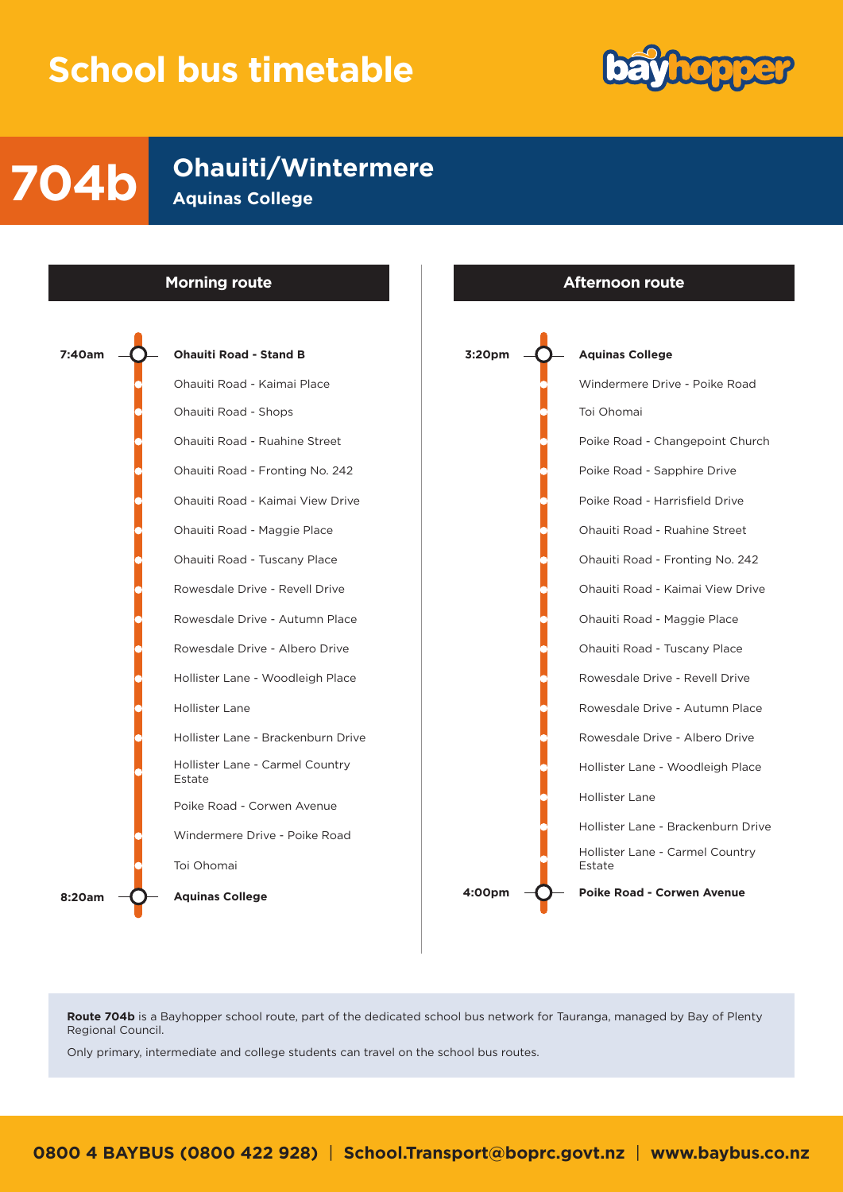# School bus timetable

## 704b Ohauiti/Wintermere

### Aquinas College

### Morning route

- **7:40am — Ohauiti Road - Stand B**
- Ohauiti Road - Kaimai Place
- Ohauiti Road - Shops
- Ohauiti Road - Ruahine Street
- Ohauiti Road - Fronting No. 242
- Ohauiti Road - Kaimai View Drive
- Ohauiti Road - Maggie Place
- Ohauiti Road - Tuscany Place
- Rowesdale Drive - Revell Drive
- Rowesdale Drive - Autumn Place
- Rowesdale Drive - Albero Drive
- Hollister Lane - Woodleigh Place
- Hollister Lane
- Hollister Lane - Brackenburn Drive
- Hollister Lane - Carmel Country Estate
- Poike Road - Corwen Avenue
- Windermere Drive - Poike Road
- Toi Ohomai
- **8:20am — Aquinas College**

### Afternoon route

- **3:20pm — Aquinas College**
- Windermere Drive - Poike Road
- Toi Ohomai
- Poike Road - Changepoint Church
- Poike Road - Sapphire Drive
- Poike Road - Harrisfield Drive
- Ohauiti Road - Ruahine Street
- Ohauiti Road - Fronting No. 242
- Ohauiti Road - Kaimai View Drive
- Ohauiti Road - Maggie Place
- Ohauiti Road - Tuscany Place
- Rowesdale Drive - Revell Drive
- Rowesdale Drive - Autumn Place
- Rowesdale Drive - Albero Drive
- Hollister Lane - Woodleigh Place
- Hollister Lane
- Hollister Lane - Brackenburn Drive
- Hollister Lane - Carmel Country Estate
- **4:00pm — Poike Road - Corwen Avenue**

**Route 704b** is a Bayhopper school route, part of the dedicated school bus network for Tauranga, managed by Bay of Plenty Regional Council.

Only primary, intermediate and college students can travel on the school bus routes.

**0800 4 BAYBUS (0800 422 928) | School.Transport@boprc.govt.nz | www.baybus.co.nz**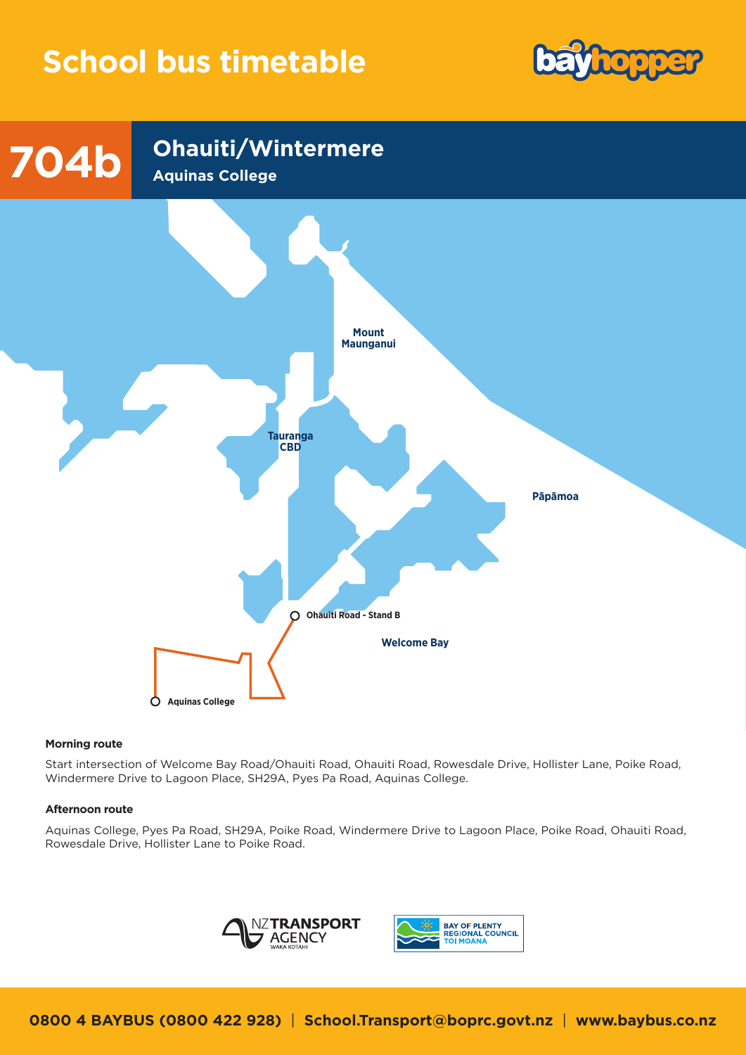# School bus timetable

## 704b Ohauiti/Wintermere

### Aquinas College

Mount Maunganui

Tauranga CBD

Pāpāmoa

Ohauiti Road - Stand B

Welcome Bay

Aquinas College

**Morning route**

Start intersection of Welcome Bay Road/Ohauiti Road, Ohauiti Road, Rowesdale Drive, Hollister Lane, Poike Road, Windermere Drive to Lagoon Place, SH29A, Pyes Pa Road, Aquinas College.

**Afternoon route**

Aquinas College, Pyes Pa Road, SH29A, Poike Road, Windermere Drive to Lagoon Place, Poike Road, Ohauiti Road, Rowesdale Drive, Hollister Lane to Poike Road.

**0800 4 BAYBUS (0800 422 928)** | **School.Transport@boprc.govt.nz** | **www.baybus.co.nz**